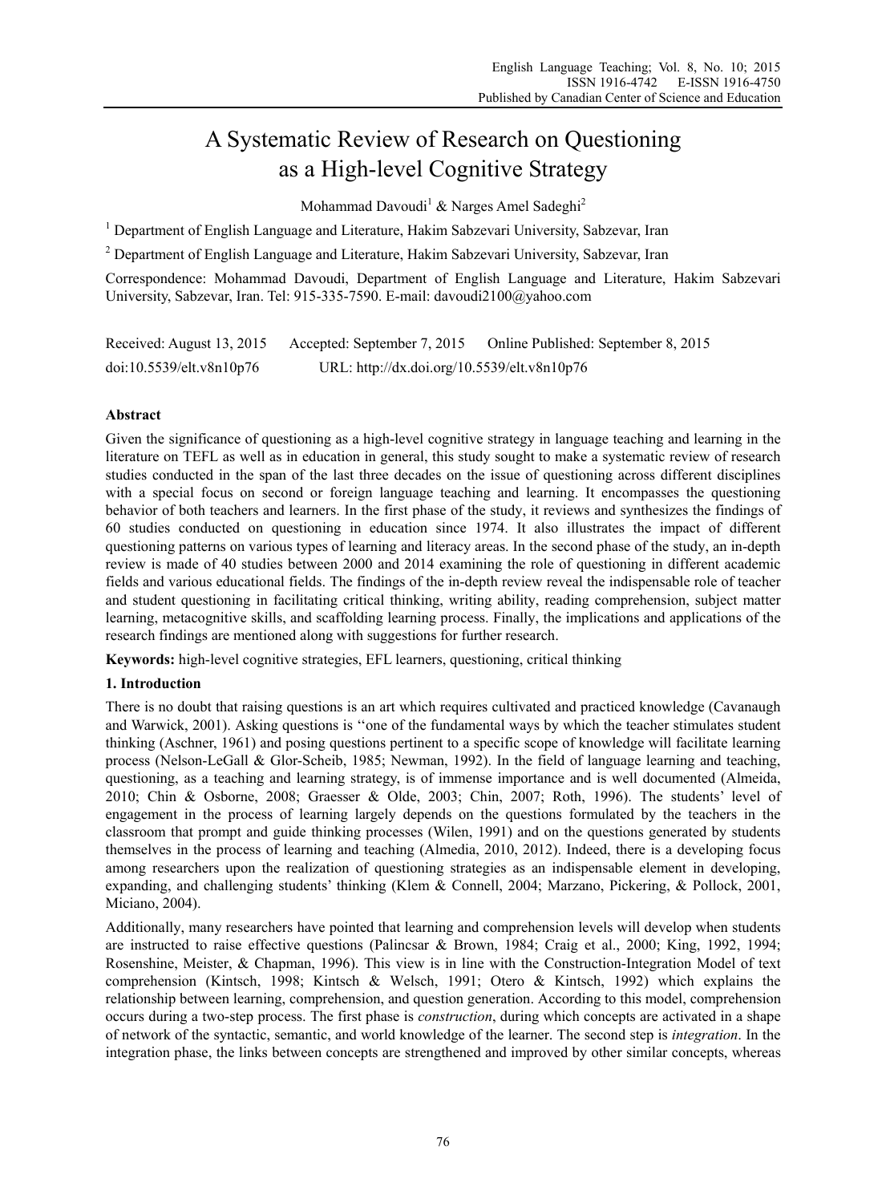# A Systematic Review of Research on Questioning as a High-level Cognitive Strategy

Mohammad Davoudi[1] & Narges Amel Sadeghi[2]

[1] Department of English Language and Literature, Hakim Sabzevari University, Sabzevar, Iran

[2] Department of English Language and Literature, Hakim Sabzevari University, Sabzevar, Iran

Correspondence: Mohammad Davoudi, Department of English Language and Literature, Hakim Sabzevari University, Sabzevar, Iran. Tel: 915-335-7590. E-mail: davoudi2100@yahoo.com

Received: August 13, 2015 Accepted: September 7, 2015 Online Published: September 8, 2015

doi:10.5539/elt.v8n10p76 URL: http://dx.doi.org/10.5539/elt.v8n10p76

## Abstract

Given the significance of questioning as a high-level cognitive strategy in language teaching and learning in the literature on TEFL as well as in education in general, this study sought to make a systematic review of research studies conducted in the span of the last three decades on the issue of questioning across different disciplines with a special focus on second or foreign language teaching and learning. It encompasses the questioning behavior of both teachers and learners. In the first phase of the study, it reviews and synthesizes the findings of 60 studies conducted on questioning in education since 1974. It also illustrates the impact of different questioning patterns on various types of learning and literacy areas. In the second phase of the study, an in-depth review is made of 40 studies between 2000 and 2014 examining the role of questioning in different academic fields and various educational fields. The findings of the in-depth review reveal the indispensable role of teacher and student questioning in facilitating critical thinking, writing ability, reading comprehension, subject matter learning, metacognitive skills, and scaffolding learning process. Finally, the implications and applications of the research findings are mentioned along with suggestions for further research.

**Keywords:** high-level cognitive strategies, EFL learners, questioning, critical thinking

## 1. Introduction

There is no doubt that raising questions is an art which requires cultivated and practiced knowledge (Cavanaugh and Warwick, 2001). Asking questions is ''one of the fundamental ways by which the teacher stimulates student thinking (Aschner, 1961) and posing questions pertinent to a specific scope of knowledge will facilitate learning process (Nelson-LeGall & Glor-Scheib, 1985; Newman, 1992). In the field of language learning and teaching, questioning, as a teaching and learning strategy, is of immense importance and is well documented (Almeida, 2010; Chin & Osborne, 2008; Graesser & Olde, 2003; Chin, 2007; Roth, 1996). The students' level of engagement in the process of learning largely depends on the questions formulated by the teachers in the classroom that prompt and guide thinking processes (Wilen, 1991) and on the questions generated by students themselves in the process of learning and teaching (Almedia, 2010, 2012). Indeed, there is a developing focus among researchers upon the realization of questioning strategies as an indispensable element in developing, expanding, and challenging students' thinking (Klem & Connell, 2004; Marzano, Pickering, & Pollock, 2001, Miciano, 2004).

Additionally, many researchers have pointed that learning and comprehension levels will develop when students are instructed to raise effective questions (Palincsar & Brown, 1984; Craig et al., 2000; King, 1992, 1994; Rosenshine, Meister, & Chapman, 1996). This view is in line with the Construction-Integration Model of text comprehension (Kintsch, 1998; Kintsch & Welsch, 1991; Otero & Kintsch, 1992) which explains the relationship between learning, comprehension, and question generation. According to this model, comprehension occurs during a two-step process. The first phase is *construction*, during which concepts are activated in a shape of network of the syntactic, semantic, and world knowledge of the learner. The second step is *integration*. In the integration phase, the links between concepts are strengthened and improved by other similar concepts, whereas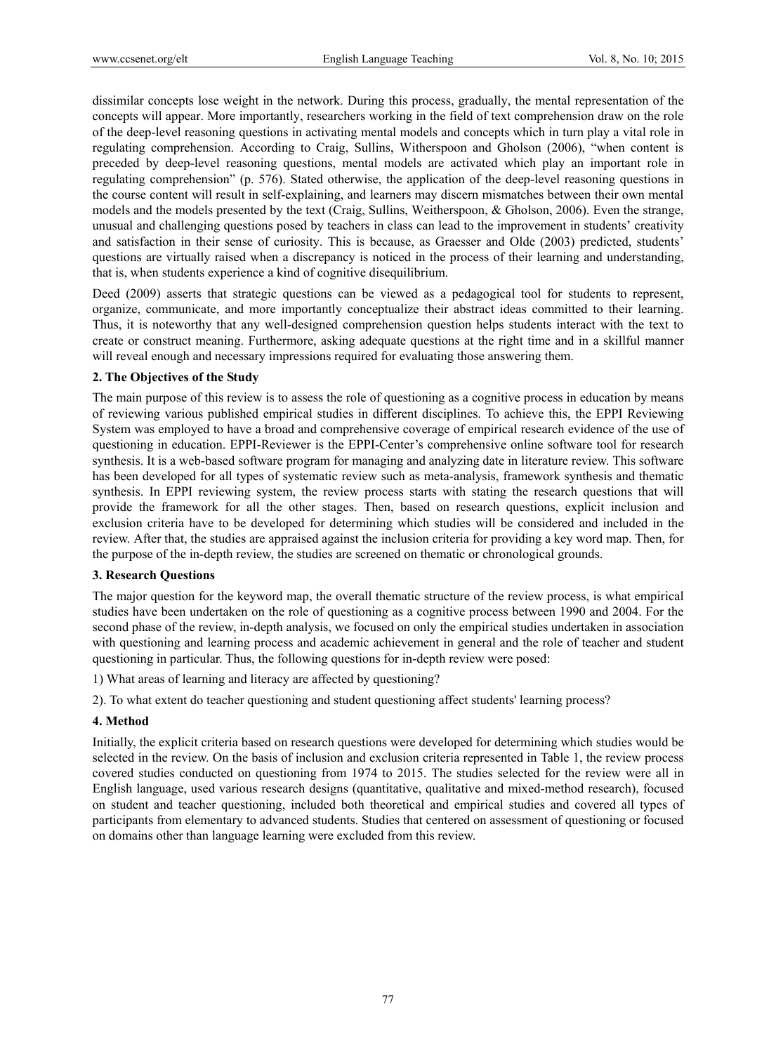dissimilar concepts lose weight in the network. During this process, gradually, the mental representation of the concepts will appear. More importantly, researchers working in the field of text comprehension draw on the role of the deep-level reasoning questions in activating mental models and concepts which in turn play a vital role in regulating comprehension. According to Craig, Sullins, Witherspoon and Gholson (2006), "when content is preceded by deep-level reasoning questions, mental models are activated which play an important role in regulating comprehension" (p. 576). Stated otherwise, the application of the deep-level reasoning questions in the course content will result in self-explaining, and learners may discern mismatches between their own mental models and the models presented by the text (Craig, Sullins, Weitherspoon, & Gholson, 2006). Even the strange, unusual and challenging questions posed by teachers in class can lead to the improvement in students' creativity and satisfaction in their sense of curiosity. This is because, as Graesser and Olde (2003) predicted, students' questions are virtually raised when a discrepancy is noticed in the process of their learning and understanding, that is, when students experience a kind of cognitive disequilibrium.

Deed (2009) asserts that strategic questions can be viewed as a pedagogical tool for students to represent, organize, communicate, and more importantly conceptualize their abstract ideas committed to their learning. Thus, it is noteworthy that any well-designed comprehension question helps students interact with the text to create or construct meaning. Furthermore, asking adequate questions at the right time and in a skillful manner will reveal enough and necessary impressions required for evaluating those answering them.

## 2. The Objectives of the Study

The main purpose of this review is to assess the role of questioning as a cognitive process in education by means of reviewing various published empirical studies in different disciplines. To achieve this, the EPPI Reviewing System was employed to have a broad and comprehensive coverage of empirical research evidence of the use of questioning in education. EPPI-Reviewer is the EPPI-Center's comprehensive online software tool for research synthesis. It is a web-based software program for managing and analyzing date in literature review. This software has been developed for all types of systematic review such as meta-analysis, framework synthesis and thematic synthesis. In EPPI reviewing system, the review process starts with stating the research questions that will provide the framework for all the other stages. Then, based on research questions, explicit inclusion and exclusion criteria have to be developed for determining which studies will be considered and included in the review. After that, the studies are appraised against the inclusion criteria for providing a key word map. Then, for the purpose of the in-depth review, the studies are screened on thematic or chronological grounds.

## 3. Research Questions

The major question for the keyword map, the overall thematic structure of the review process, is what empirical studies have been undertaken on the role of questioning as a cognitive process between 1990 and 2004. For the second phase of the review, in-depth analysis, we focused on only the empirical studies undertaken in association with questioning and learning process and academic achievement in general and the role of teacher and student questioning in particular. Thus, the following questions for in-depth review were posed:

1) What areas of learning and literacy are affected by questioning?

2). To what extent do teacher questioning and student questioning affect students' learning process?

## 4. Method

Initially, the explicit criteria based on research questions were developed for determining which studies would be selected in the review. On the basis of inclusion and exclusion criteria represented in Table 1, the review process covered studies conducted on questioning from 1974 to 2015. The studies selected for the review were all in English language, used various research designs (quantitative, qualitative and mixed-method research), focused on student and teacher questioning, included both theoretical and empirical studies and covered all types of participants from elementary to advanced students. Studies that centered on assessment of questioning or focused on domains other than language learning were excluded from this review.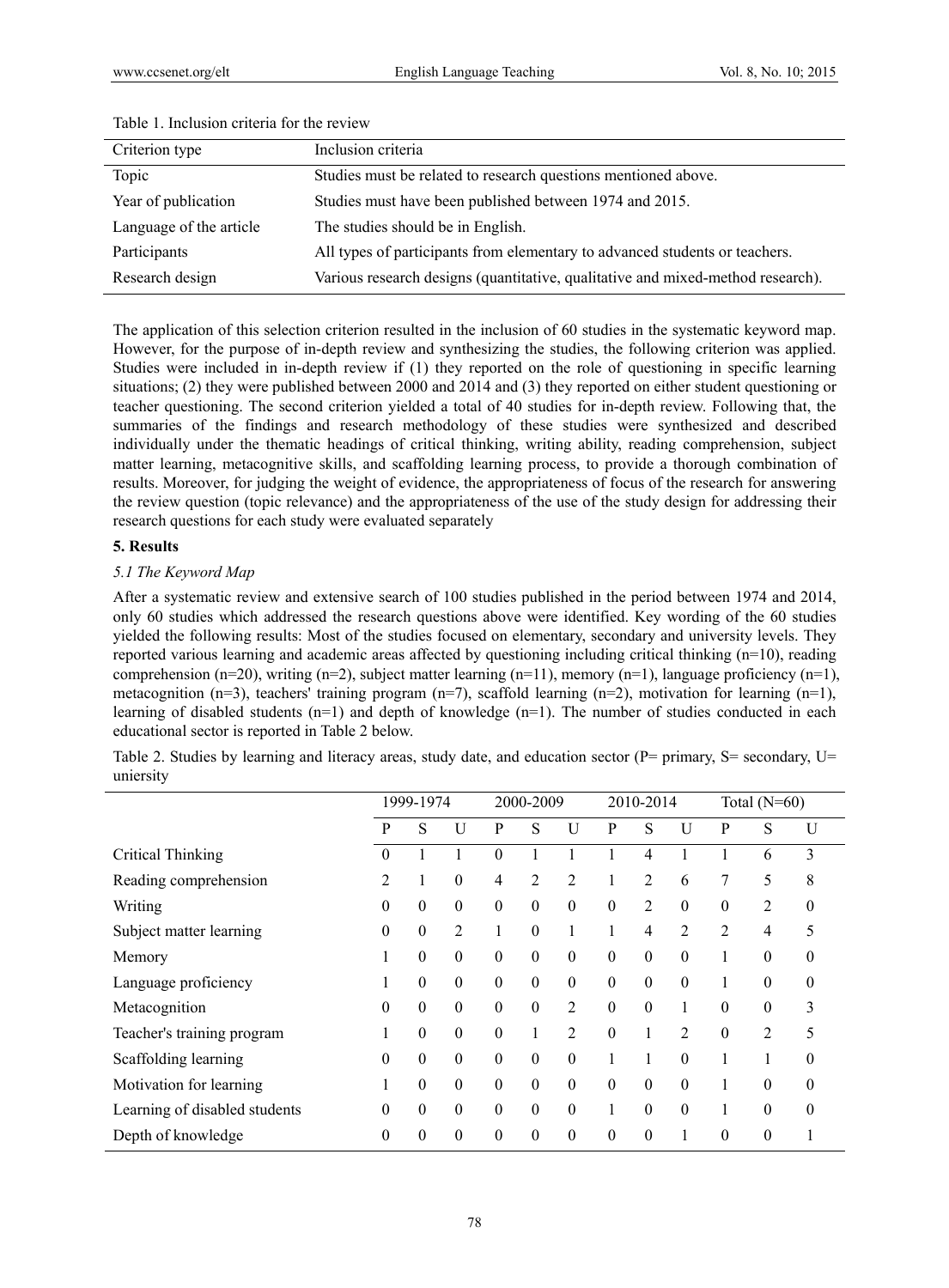Table 1. Inclusion criteria for the review

| Criterion type | Inclusion criteria |
| --- | --- |
| Topic | Studies must be related to research questions mentioned above. |
| Year of publication | Studies must have been published between 1974 and 2015. |
| Language of the article | The studies should be in English. |
| Participants | All types of participants from elementary to advanced students or teachers. |
| Research design | Various research designs (quantitative, qualitative and mixed-method research). |

The application of this selection criterion resulted in the inclusion of 60 studies in the systematic keyword map. However, for the purpose of in-depth review and synthesizing the studies, the following criterion was applied. Studies were included in in-depth review if (1) they reported on the role of questioning in specific learning situations; (2) they were published between 2000 and 2014 and (3) they reported on either student questioning or teacher questioning. The second criterion yielded a total of 40 studies for in-depth review. Following that, the summaries of the findings and research methodology of these studies were synthesized and described individually under the thematic headings of critical thinking, writing ability, reading comprehension, subject matter learning, metacognitive skills, and scaffolding learning process, to provide a thorough combination of results. Moreover, for judging the weight of evidence, the appropriateness of focus of the research for answering the review question (topic relevance) and the appropriateness of the use of the study design for addressing their research questions for each study were evaluated separately

**5. Results**

*5.1 The Keyword Map*

After a systematic review and extensive search of 100 studies published in the period between 1974 and 2014, only 60 studies which addressed the research questions above were identified. Key wording of the 60 studies yielded the following results: Most of the studies focused on elementary, secondary and university levels. They reported various learning and academic areas affected by questioning including critical thinking (n=10), reading comprehension (n=20), writing (n=2), subject matter learning (n=11), memory (n=1), language proficiency (n=1), metacognition (n=3), teachers' training program (n=7), scaffold learning (n=2), motivation for learning (n=1), learning of disabled students (n=1) and depth of knowledge (n=1). The number of studies conducted in each educational sector is reported in Table 2 below.

Table 2. Studies by learning and literacy areas, study date, and education sector (P= primary, S= secondary, U= uniersity

| | 1999-1974 | | | 2000-2009 | | | 2010-2014 | | | Total (N=60) | | |
| --- | --- | --- | --- | --- | --- | --- | --- | --- | --- | --- | --- | --- |
| | P | S | U | P | S | U | P | S | U | P | S | U |
| Critical Thinking | 0 | 1 | 1 | 0 | 1 | 1 | 1 | 4 | 1 | 1 | 6 | 3 |
| Reading comprehension | 2 | 1 | 0 | 4 | 2 | 2 | 1 | 2 | 6 | 7 | 5 | 8 |
| Writing | 0 | 0 | 0 | 0 | 0 | 0 | 0 | 2 | 0 | 0 | 2 | 0 |
| Subject matter learning | 0 | 0 | 2 | 1 | 0 | 1 | 1 | 4 | 2 | 2 | 4 | 5 |
| Memory | 1 | 0 | 0 | 0 | 0 | 0 | 0 | 0 | 0 | 1 | 0 | 0 |
| Language proficiency | 1 | 0 | 0 | 0 | 0 | 0 | 0 | 0 | 0 | 1 | 0 | 0 |
| Metacognition | 0 | 0 | 0 | 0 | 0 | 2 | 0 | 0 | 1 | 0 | 0 | 3 |
| Teacher's training program | 1 | 0 | 0 | 0 | 1 | 2 | 0 | 1 | 2 | 0 | 2 | 5 |
| Scaffolding learning | 0 | 0 | 0 | 0 | 0 | 0 | 1 | 1 | 0 | 1 | 1 | 0 |
| Motivation for learning | 1 | 0 | 0 | 0 | 0 | 0 | 0 | 0 | 0 | 1 | 0 | 0 |
| Learning of disabled students | 0 | 0 | 0 | 0 | 0 | 0 | 1 | 0 | 0 | 1 | 0 | 0 |
| Depth of knowledge | 0 | 0 | 0 | 0 | 0 | 0 | 0 | 0 | 1 | 0 | 0 | 1 |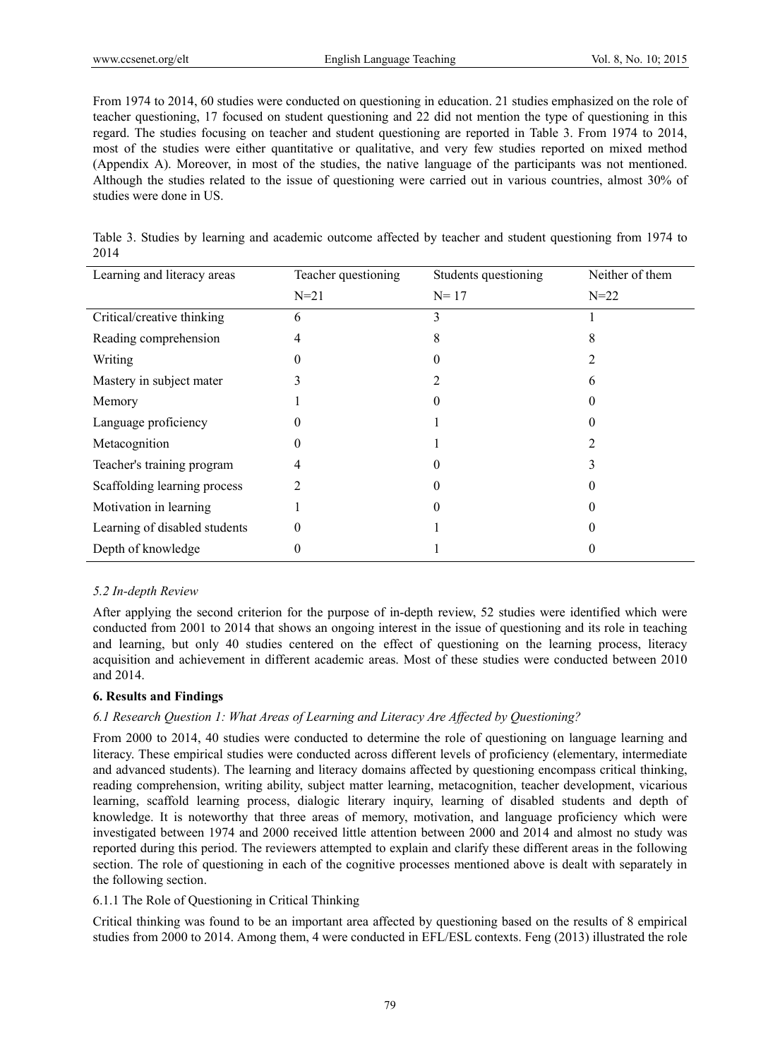From 1974 to 2014, 60 studies were conducted on questioning in education. 21 studies emphasized on the role of teacher questioning, 17 focused on student questioning and 22 did not mention the type of questioning in this regard. The studies focusing on teacher and student questioning are reported in Table 3. From 1974 to 2014, most of the studies were either quantitative or qualitative, and very few studies reported on mixed method (Appendix A). Moreover, in most of the studies, the native language of the participants was not mentioned. Although the studies related to the issue of questioning were carried out in various countries, almost 30% of studies were done in US.

Table 3. Studies by learning and academic outcome affected by teacher and student questioning from 1974 to 2014

| Learning and literacy areas | Teacher questioning N=21 | Students questioning N= 17 | Neither of them N=22 |
|---|---|---|---|
| Critical/creative thinking | 6 | 3 | 1 |
| Reading comprehension | 4 | 8 | 8 |
| Writing | 0 | 0 | 2 |
| Mastery in subject mater | 3 | 2 | 6 |
| Memory | 1 | 0 | 0 |
| Language proficiency | 0 | 1 | 0 |
| Metacognition | 0 | 1 | 2 |
| Teacher's training program | 4 | 0 | 3 |
| Scaffolding learning process | 2 | 0 | 0 |
| Motivation in learning | 1 | 0 | 0 |
| Learning of disabled students | 0 | 1 | 0 |
| Depth of knowledge | 0 | 1 | 0 |

### *5.2 In-depth Review*

After applying the second criterion for the purpose of in-depth review, 52 studies were identified which were conducted from 2001 to 2014 that shows an ongoing interest in the issue of questioning and its role in teaching and learning, but only 40 studies centered on the effect of questioning on the learning process, literacy acquisition and achievement in different academic areas. Most of these studies were conducted between 2010 and 2014.

## **6. Results and Findings**

### *6.1 Research Question 1: What Areas of Learning and Literacy Are Affected by Questioning?*

From 2000 to 2014, 40 studies were conducted to determine the role of questioning on language learning and literacy. These empirical studies were conducted across different levels of proficiency (elementary, intermediate and advanced students). The learning and literacy domains affected by questioning encompass critical thinking, reading comprehension, writing ability, subject matter learning, metacognition, teacher development, vicarious learning, scaffold learning process, dialogic literary inquiry, learning of disabled students and depth of knowledge. It is noteworthy that three areas of memory, motivation, and language proficiency which were investigated between 1974 and 2000 received little attention between 2000 and 2014 and almost no study was reported during this period. The reviewers attempted to explain and clarify these different areas in the following section. The role of questioning in each of the cognitive processes mentioned above is dealt with separately in the following section.

#### 6.1.1 The Role of Questioning in Critical Thinking

Critical thinking was found to be an important area affected by questioning based on the results of 8 empirical studies from 2000 to 2014. Among them, 4 were conducted in EFL/ESL contexts. Feng (2013) illustrated the role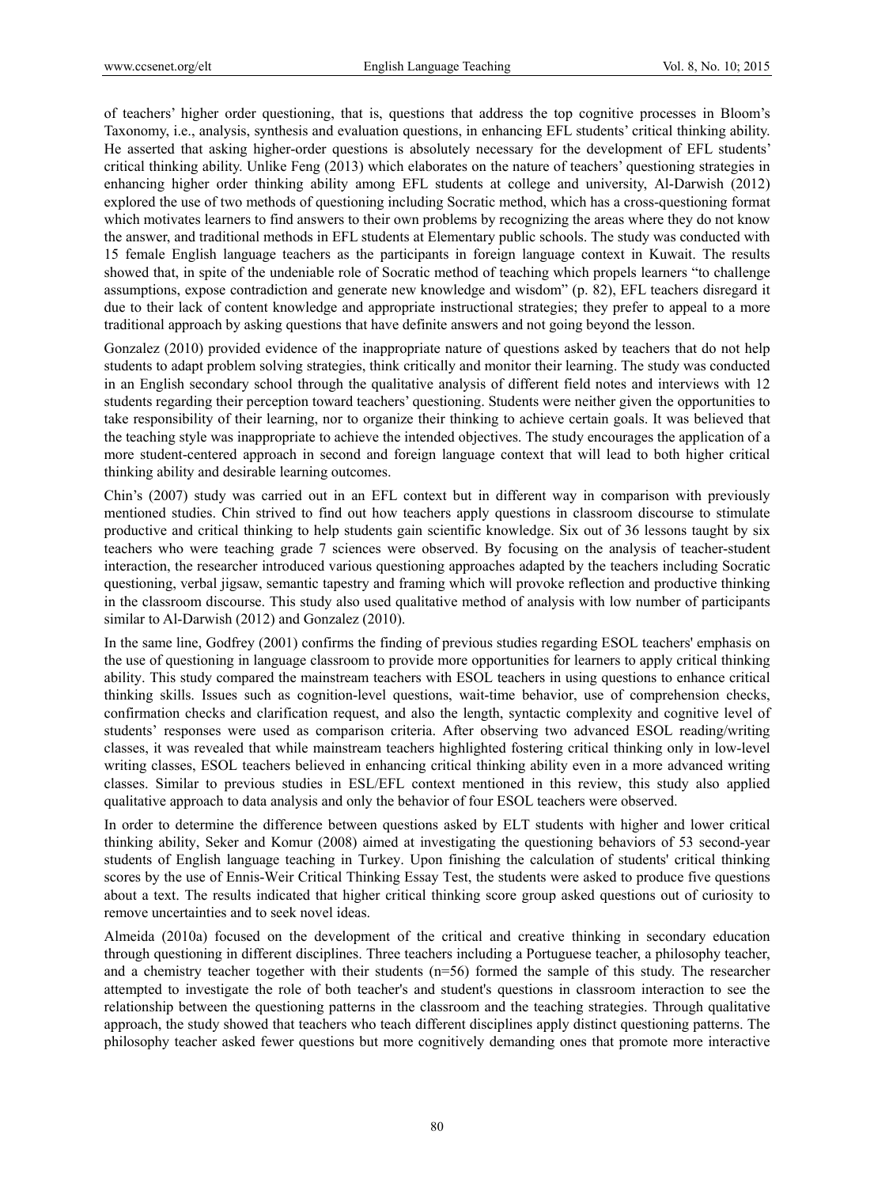of teachers' higher order questioning, that is, questions that address the top cognitive processes in Bloom's Taxonomy, i.e., analysis, synthesis and evaluation questions, in enhancing EFL students' critical thinking ability. He asserted that asking higher-order questions is absolutely necessary for the development of EFL students' critical thinking ability. Unlike Feng (2013) which elaborates on the nature of teachers' questioning strategies in enhancing higher order thinking ability among EFL students at college and university, Al-Darwish (2012) explored the use of two methods of questioning including Socratic method, which has a cross-questioning format which motivates learners to find answers to their own problems by recognizing the areas where they do not know the answer, and traditional methods in EFL students at Elementary public schools. The study was conducted with 15 female English language teachers as the participants in foreign language context in Kuwait. The results showed that, in spite of the undeniable role of Socratic method of teaching which propels learners "to challenge assumptions, expose contradiction and generate new knowledge and wisdom" (p. 82), EFL teachers disregard it due to their lack of content knowledge and appropriate instructional strategies; they prefer to appeal to a more traditional approach by asking questions that have definite answers and not going beyond the lesson.

Gonzalez (2010) provided evidence of the inappropriate nature of questions asked by teachers that do not help students to adapt problem solving strategies, think critically and monitor their learning. The study was conducted in an English secondary school through the qualitative analysis of different field notes and interviews with 12 students regarding their perception toward teachers' questioning. Students were neither given the opportunities to take responsibility of their learning, nor to organize their thinking to achieve certain goals. It was believed that the teaching style was inappropriate to achieve the intended objectives. The study encourages the application of a more student-centered approach in second and foreign language context that will lead to both higher critical thinking ability and desirable learning outcomes.

Chin's (2007) study was carried out in an EFL context but in different way in comparison with previously mentioned studies. Chin strived to find out how teachers apply questions in classroom discourse to stimulate productive and critical thinking to help students gain scientific knowledge. Six out of 36 lessons taught by six teachers who were teaching grade 7 sciences were observed. By focusing on the analysis of teacher-student interaction, the researcher introduced various questioning approaches adapted by the teachers including Socratic questioning, verbal jigsaw, semantic tapestry and framing which will provoke reflection and productive thinking in the classroom discourse. This study also used qualitative method of analysis with low number of participants similar to Al-Darwish (2012) and Gonzalez (2010).

In the same line, Godfrey (2001) confirms the finding of previous studies regarding ESOL teachers' emphasis on the use of questioning in language classroom to provide more opportunities for learners to apply critical thinking ability. This study compared the mainstream teachers with ESOL teachers in using questions to enhance critical thinking skills. Issues such as cognition-level questions, wait-time behavior, use of comprehension checks, confirmation checks and clarification request, and also the length, syntactic complexity and cognitive level of students' responses were used as comparison criteria. After observing two advanced ESOL reading/writing classes, it was revealed that while mainstream teachers highlighted fostering critical thinking only in low-level writing classes, ESOL teachers believed in enhancing critical thinking ability even in a more advanced writing classes. Similar to previous studies in ESL/EFL context mentioned in this review, this study also applied qualitative approach to data analysis and only the behavior of four ESOL teachers were observed.

In order to determine the difference between questions asked by ELT students with higher and lower critical thinking ability, Seker and Komur (2008) aimed at investigating the questioning behaviors of 53 second-year students of English language teaching in Turkey. Upon finishing the calculation of students' critical thinking scores by the use of Ennis-Weir Critical Thinking Essay Test, the students were asked to produce five questions about a text. The results indicated that higher critical thinking score group asked questions out of curiosity to remove uncertainties and to seek novel ideas.

Almeida (2010a) focused on the development of the critical and creative thinking in secondary education through questioning in different disciplines. Three teachers including a Portuguese teacher, a philosophy teacher, and a chemistry teacher together with their students (n=56) formed the sample of this study. The researcher attempted to investigate the role of both teacher's and student's questions in classroom interaction to see the relationship between the questioning patterns in the classroom and the teaching strategies. Through qualitative approach, the study showed that teachers who teach different disciplines apply distinct questioning patterns. The philosophy teacher asked fewer questions but more cognitively demanding ones that promote more interactive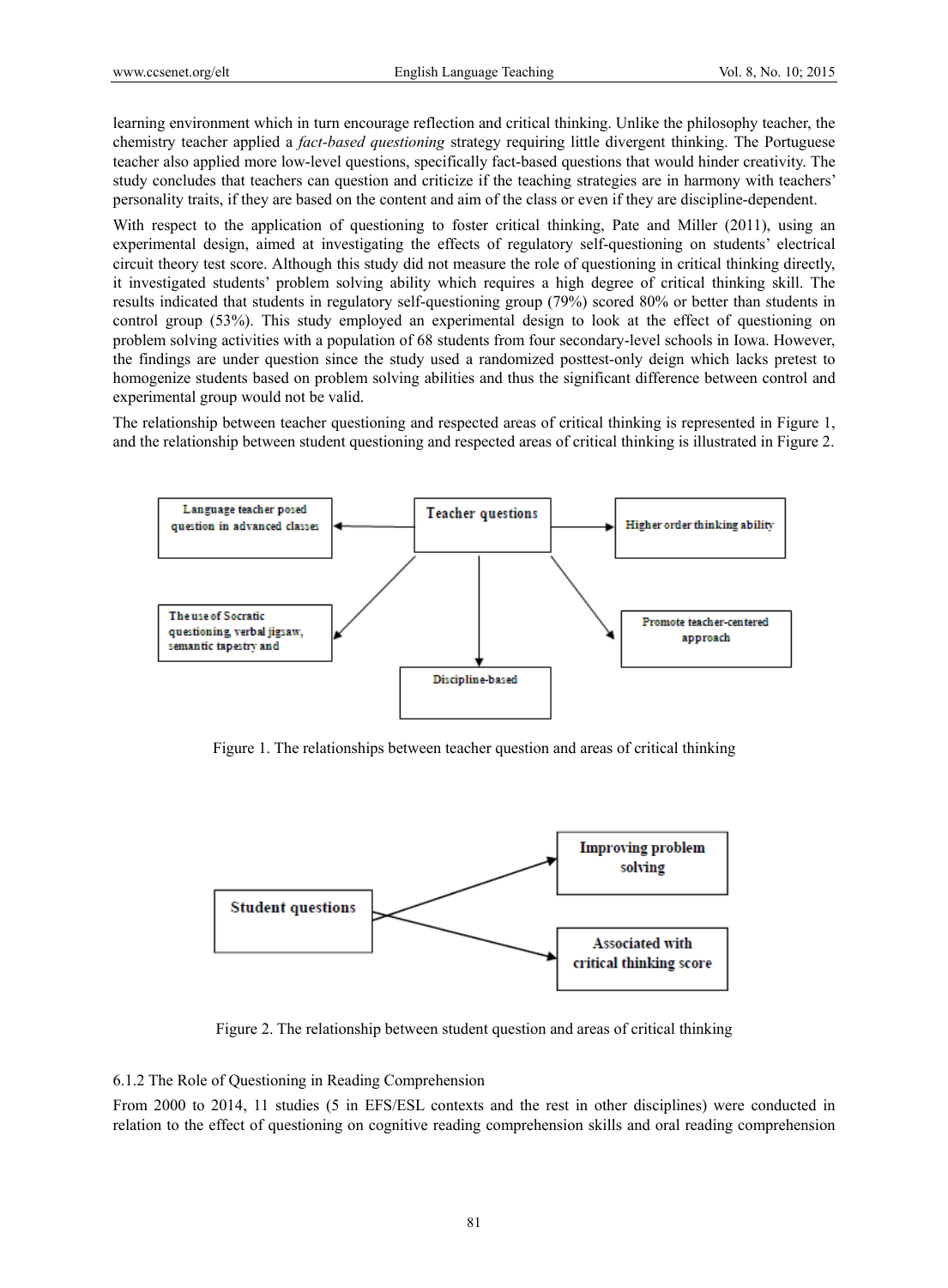learning environment which in turn encourage reflection and critical thinking. Unlike the philosophy teacher, the chemistry teacher applied a *fact-based questioning* strategy requiring little divergent thinking. The Portuguese teacher also applied more low-level questions, specifically fact-based questions that would hinder creativity. The study concludes that teachers can question and criticize if the teaching strategies are in harmony with teachers' personality traits, if they are based on the content and aim of the class or even if they are discipline-dependent.

With respect to the application of questioning to foster critical thinking, Pate and Miller (2011), using an experimental design, aimed at investigating the effects of regulatory self-questioning on students' electrical circuit theory test score. Although this study did not measure the role of questioning in critical thinking directly, it investigated students' problem solving ability which requires a high degree of critical thinking skill. The results indicated that students in regulatory self-questioning group (79%) scored 80% or better than students in control group (53%). This study employed an experimental design to look at the effect of questioning on problem solving activities with a population of 68 students from four secondary-level schools in Iowa. However, the findings are under question since the study used a randomized posttest-only deign which lacks pretest to homogenize students based on problem solving abilities and thus the significant difference between control and experimental group would not be valid.

The relationship between teacher questioning and respected areas of critical thinking is represented in Figure 1, and the relationship between student questioning and respected areas of critical thinking is illustrated in Figure 2.

Teacher questions → Language teacher posed question in advanced classes; Higher order thinking ability; The use of Socratic questioning, verbal jigsaw, semantic tapestry and; Discipline-based; Promote teacher-centered approach

Figure 1. The relationships between teacher question and areas of critical thinking

Student questions → Improving problem solving; Associated with critical thinking score

Figure 2. The relationship between student question and areas of critical thinking

### 6.1.2 The Role of Questioning in Reading Comprehension

From 2000 to 2014, 11 studies (5 in EFS/ESL contexts and the rest in other disciplines) were conducted in relation to the effect of questioning on cognitive reading comprehension skills and oral reading comprehension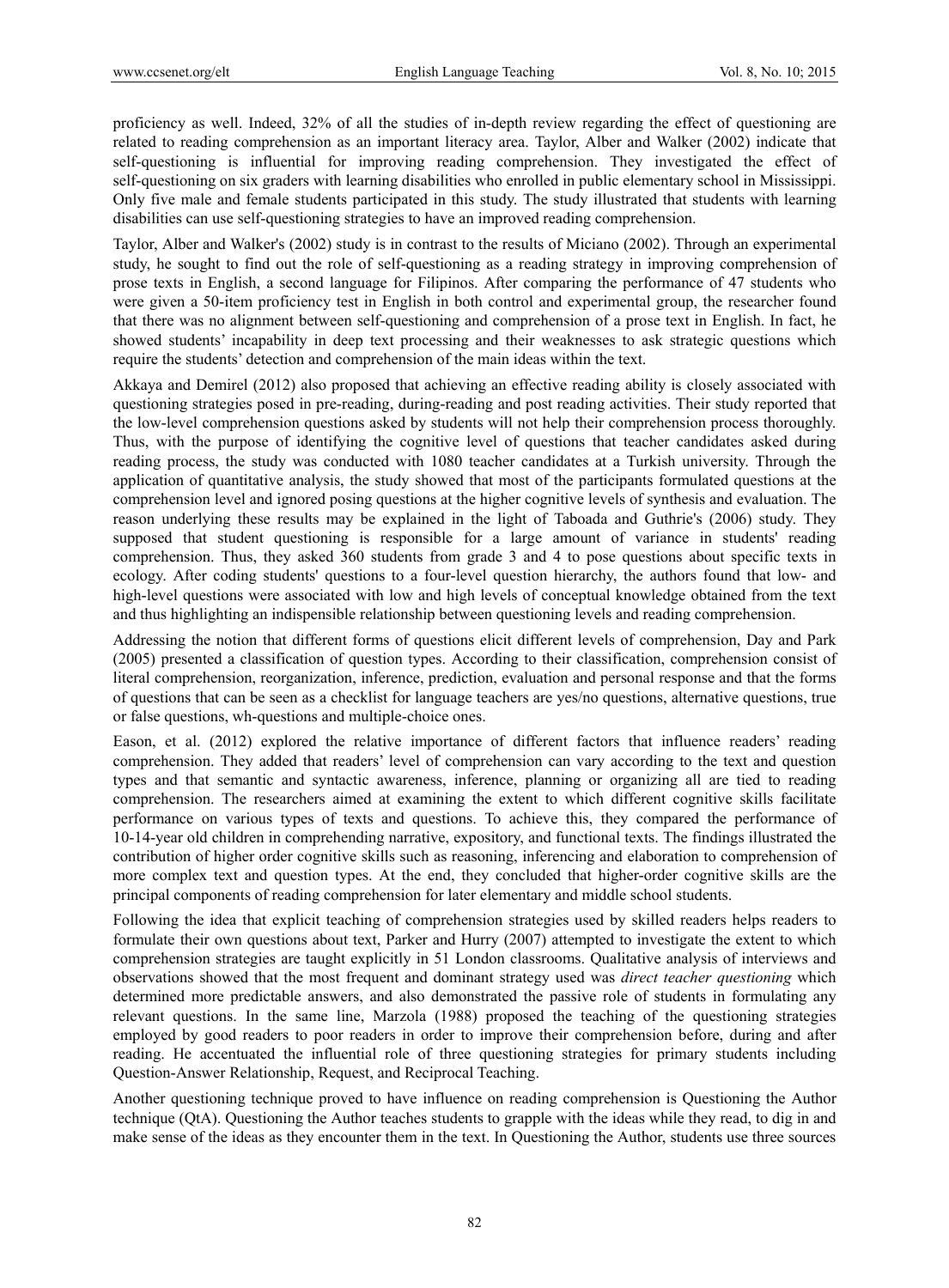proficiency as well. Indeed, 32% of all the studies of in-depth review regarding the effect of questioning are related to reading comprehension as an important literacy area. Taylor, Alber and Walker (2002) indicate that self-questioning is influential for improving reading comprehension. They investigated the effect of self-questioning on six graders with learning disabilities who enrolled in public elementary school in Mississippi. Only five male and female students participated in this study. The study illustrated that students with learning disabilities can use self-questioning strategies to have an improved reading comprehension.

Taylor, Alber and Walker's (2002) study is in contrast to the results of Miciano (2002). Through an experimental study, he sought to find out the role of self-questioning as a reading strategy in improving comprehension of prose texts in English, a second language for Filipinos. After comparing the performance of 47 students who were given a 50-item proficiency test in English in both control and experimental group, the researcher found that there was no alignment between self-questioning and comprehension of a prose text in English. In fact, he showed students' incapability in deep text processing and their weaknesses to ask strategic questions which require the students' detection and comprehension of the main ideas within the text.

Akkaya and Demirel (2012) also proposed that achieving an effective reading ability is closely associated with questioning strategies posed in pre-reading, during-reading and post reading activities. Their study reported that the low-level comprehension questions asked by students will not help their comprehension process thoroughly. Thus, with the purpose of identifying the cognitive level of questions that teacher candidates asked during reading process, the study was conducted with 1080 teacher candidates at a Turkish university. Through the application of quantitative analysis, the study showed that most of the participants formulated questions at the comprehension level and ignored posing questions at the higher cognitive levels of synthesis and evaluation. The reason underlying these results may be explained in the light of Taboada and Guthrie's (2006) study. They supposed that student questioning is responsible for a large amount of variance in students' reading comprehension. Thus, they asked 360 students from grade 3 and 4 to pose questions about specific texts in ecology. After coding students' questions to a four-level question hierarchy, the authors found that low- and high-level questions were associated with low and high levels of conceptual knowledge obtained from the text and thus highlighting an indispensible relationship between questioning levels and reading comprehension.

Addressing the notion that different forms of questions elicit different levels of comprehension, Day and Park (2005) presented a classification of question types. According to their classification, comprehension consist of literal comprehension, reorganization, inference, prediction, evaluation and personal response and that the forms of questions that can be seen as a checklist for language teachers are yes/no questions, alternative questions, true or false questions, wh-questions and multiple-choice ones.

Eason, et al. (2012) explored the relative importance of different factors that influence readers' reading comprehension. They added that readers' level of comprehension can vary according to the text and question types and that semantic and syntactic awareness, inference, planning or organizing all are tied to reading comprehension. The researchers aimed at examining the extent to which different cognitive skills facilitate performance on various types of texts and questions. To achieve this, they compared the performance of 10-14-year old children in comprehending narrative, expository, and functional texts. The findings illustrated the contribution of higher order cognitive skills such as reasoning, inferencing and elaboration to comprehension of more complex text and question types. At the end, they concluded that higher-order cognitive skills are the principal components of reading comprehension for later elementary and middle school students.

Following the idea that explicit teaching of comprehension strategies used by skilled readers helps readers to formulate their own questions about text, Parker and Hurry (2007) attempted to investigate the extent to which comprehension strategies are taught explicitly in 51 London classrooms. Qualitative analysis of interviews and observations showed that the most frequent and dominant strategy used was *direct teacher questioning* which determined more predictable answers, and also demonstrated the passive role of students in formulating any relevant questions. In the same line, Marzola (1988) proposed the teaching of the questioning strategies employed by good readers to poor readers in order to improve their comprehension before, during and after reading. He accentuated the influential role of three questioning strategies for primary students including Question-Answer Relationship, Request, and Reciprocal Teaching.

Another questioning technique proved to have influence on reading comprehension is Questioning the Author technique (QtA). Questioning the Author teaches students to grapple with the ideas while they read, to dig in and make sense of the ideas as they encounter them in the text. In Questioning the Author, students use three sources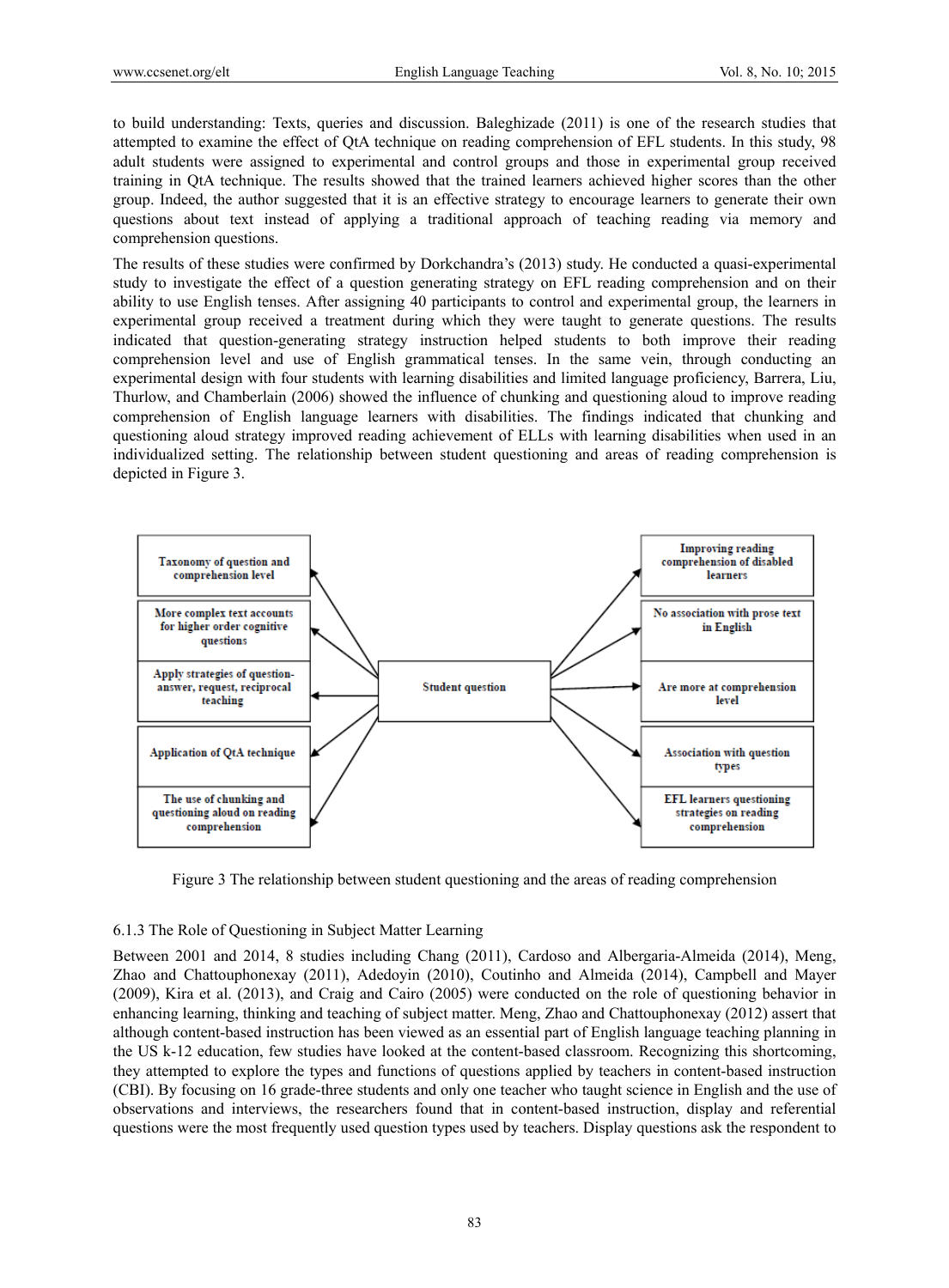to build understanding: Texts, queries and discussion. Baleghizade (2011) is one of the research studies that attempted to examine the effect of QtA technique on reading comprehension of EFL students. In this study, 98 adult students were assigned to experimental and control groups and those in experimental group received training in QtA technique. The results showed that the trained learners achieved higher scores than the other group. Indeed, the author suggested that it is an effective strategy to encourage learners to generate their own questions about text instead of applying a traditional approach of teaching reading via memory and comprehension questions.

The results of these studies were confirmed by Dorkchandra's (2013) study. He conducted a quasi-experimental study to investigate the effect of a question generating strategy on EFL reading comprehension and on their ability to use English tenses. After assigning 40 participants to control and experimental group, the learners in experimental group received a treatment during which they were taught to generate questions. The results indicated that question-generating strategy instruction helped students to both improve their reading comprehension level and use of English grammatical tenses. In the same vein, through conducting an experimental design with four students with learning disabilities and limited language proficiency, Barrera, Liu, Thurlow, and Chamberlain (2006) showed the influence of chunking and questioning aloud to improve reading comprehension of English language learners with disabilities. The findings indicated that chunking and questioning aloud strategy improved reading achievement of ELLs with learning disabilities when used in an individualized setting. The relationship between student questioning and areas of reading comprehension is depicted in Figure 3.

Figure 3 The relationship between student questioning and the areas of reading comprehension

### 6.1.3 The Role of Questioning in Subject Matter Learning

Between 2001 and 2014, 8 studies including Chang (2011), Cardoso and Albergaria-Almeida (2014), Meng, Zhao and Chattouphonexay (2011), Adedoyin (2010), Coutinho and Almeida (2014), Campbell and Mayer (2009), Kira et al. (2013), and Craig and Cairo (2005) were conducted on the role of questioning behavior in enhancing learning, thinking and teaching of subject matter. Meng, Zhao and Chattouphonexay (2012) assert that although content-based instruction has been viewed as an essential part of English language teaching planning in the US k-12 education, few studies have looked at the content-based classroom. Recognizing this shortcoming, they attempted to explore the types and functions of questions applied by teachers in content-based instruction (CBI). By focusing on 16 grade-three students and only one teacher who taught science in English and the use of observations and interviews, the researchers found that in content-based instruction, display and referential questions were the most frequently used question types used by teachers. Display questions ask the respondent to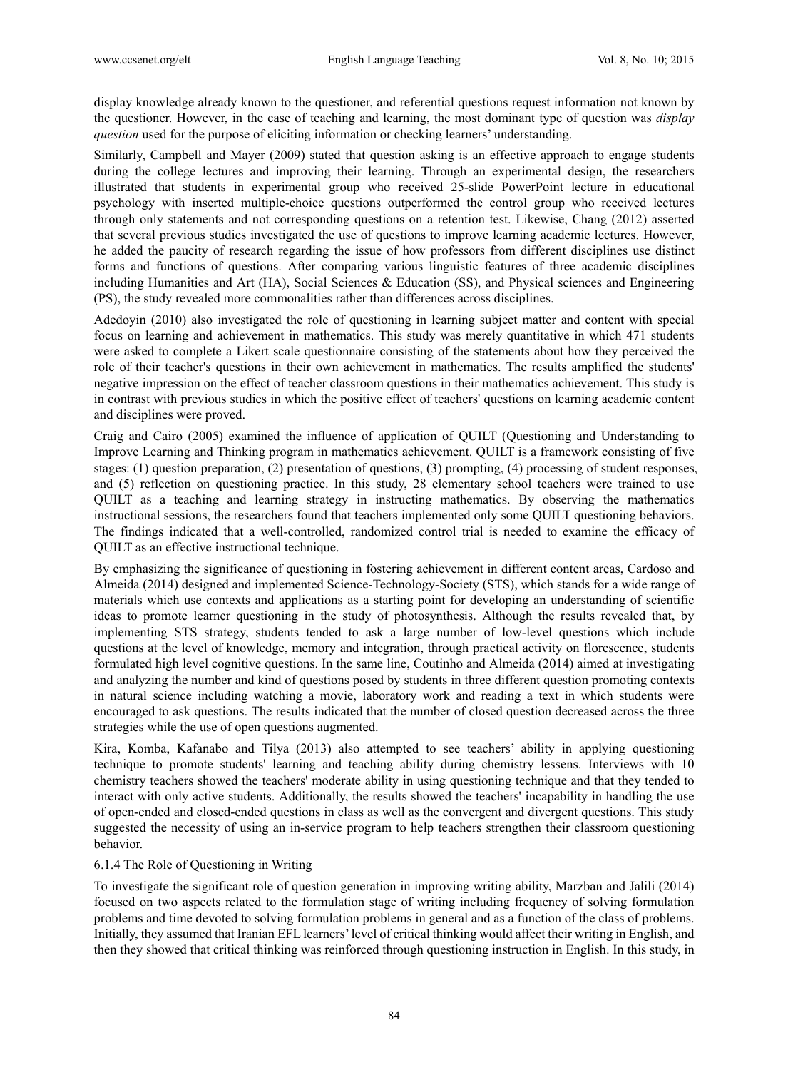display knowledge already known to the questioner, and referential questions request information not known by the questioner. However, in the case of teaching and learning, the most dominant type of question was *display question* used for the purpose of eliciting information or checking learners' understanding.

Similarly, Campbell and Mayer (2009) stated that question asking is an effective approach to engage students during the college lectures and improving their learning. Through an experimental design, the researchers illustrated that students in experimental group who received 25-slide PowerPoint lecture in educational psychology with inserted multiple-choice questions outperformed the control group who received lectures through only statements and not corresponding questions on a retention test. Likewise, Chang (2012) asserted that several previous studies investigated the use of questions to improve learning academic lectures. However, he added the paucity of research regarding the issue of how professors from different disciplines use distinct forms and functions of questions. After comparing various linguistic features of three academic disciplines including Humanities and Art (HA), Social Sciences & Education (SS), and Physical sciences and Engineering (PS), the study revealed more commonalities rather than differences across disciplines.

Adedoyin (2010) also investigated the role of questioning in learning subject matter and content with special focus on learning and achievement in mathematics. This study was merely quantitative in which 471 students were asked to complete a Likert scale questionnaire consisting of the statements about how they perceived the role of their teacher's questions in their own achievement in mathematics. The results amplified the students' negative impression on the effect of teacher classroom questions in their mathematics achievement. This study is in contrast with previous studies in which the positive effect of teachers' questions on learning academic content and disciplines were proved.

Craig and Cairo (2005) examined the influence of application of QUILT (Questioning and Understanding to Improve Learning and Thinking program in mathematics achievement. QUILT is a framework consisting of five stages: (1) question preparation, (2) presentation of questions, (3) prompting, (4) processing of student responses, and (5) reflection on questioning practice. In this study, 28 elementary school teachers were trained to use QUILT as a teaching and learning strategy in instructing mathematics. By observing the mathematics instructional sessions, the researchers found that teachers implemented only some QUILT questioning behaviors. The findings indicated that a well-controlled, randomized control trial is needed to examine the efficacy of QUILT as an effective instructional technique.

By emphasizing the significance of questioning in fostering achievement in different content areas, Cardoso and Almeida (2014) designed and implemented Science-Technology-Society (STS), which stands for a wide range of materials which use contexts and applications as a starting point for developing an understanding of scientific ideas to promote learner questioning in the study of photosynthesis. Although the results revealed that, by implementing STS strategy, students tended to ask a large number of low-level questions which include questions at the level of knowledge, memory and integration, through practical activity on florescence, students formulated high level cognitive questions. In the same line, Coutinho and Almeida (2014) aimed at investigating and analyzing the number and kind of questions posed by students in three different question promoting contexts in natural science including watching a movie, laboratory work and reading a text in which students were encouraged to ask questions. The results indicated that the number of closed question decreased across the three strategies while the use of open questions augmented.

Kira, Komba, Kafanabo and Tilya (2013) also attempted to see teachers' ability in applying questioning technique to promote students' learning and teaching ability during chemistry lessens. Interviews with 10 chemistry teachers showed the teachers' moderate ability in using questioning technique and that they tended to interact with only active students. Additionally, the results showed the teachers' incapability in handling the use of open-ended and closed-ended questions in class as well as the convergent and divergent questions. This study suggested the necessity of using an in-service program to help teachers strengthen their classroom questioning behavior.

#### 6.1.4 The Role of Questioning in Writing

To investigate the significant role of question generation in improving writing ability, Marzban and Jalili (2014) focused on two aspects related to the formulation stage of writing including frequency of solving formulation problems and time devoted to solving formulation problems in general and as a function of the class of problems. Initially, they assumed that Iranian EFL learners' level of critical thinking would affect their writing in English, and then they showed that critical thinking was reinforced through questioning instruction in English. In this study, in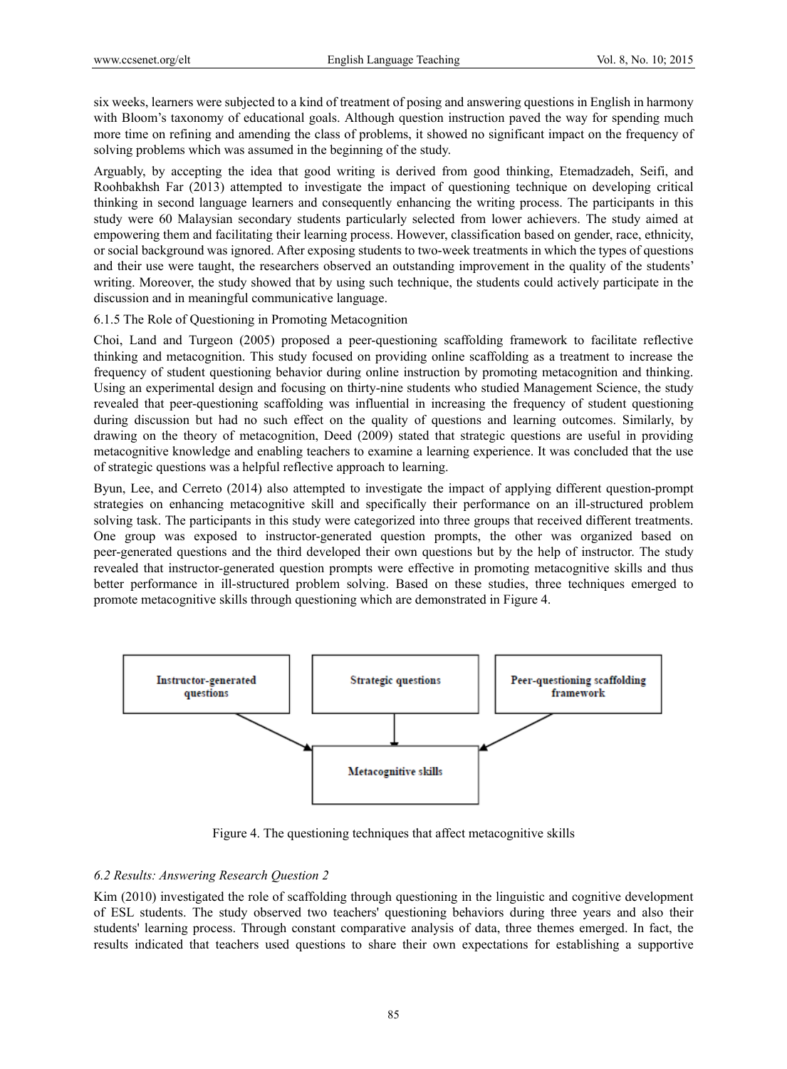six weeks, learners were subjected to a kind of treatment of posing and answering questions in English in harmony with Bloom's taxonomy of educational goals. Although question instruction paved the way for spending much more time on refining and amending the class of problems, it showed no significant impact on the frequency of solving problems which was assumed in the beginning of the study.

Arguably, by accepting the idea that good writing is derived from good thinking, Etemadzadeh, Seifi, and Roohbakhsh Far (2013) attempted to investigate the impact of questioning technique on developing critical thinking in second language learners and consequently enhancing the writing process. The participants in this study were 60 Malaysian secondary students particularly selected from lower achievers. The study aimed at empowering them and facilitating their learning process. However, classification based on gender, race, ethnicity, or social background was ignored. After exposing students to two-week treatments in which the types of questions and their use were taught, the researchers observed an outstanding improvement in the quality of the students' writing. Moreover, the study showed that by using such technique, the students could actively participate in the discussion and in meaningful communicative language.

#### 6.1.5 The Role of Questioning in Promoting Metacognition

Choi, Land and Turgeon (2005) proposed a peer-questioning scaffolding framework to facilitate reflective thinking and metacognition. This study focused on providing online scaffolding as a treatment to increase the frequency of student questioning behavior during online instruction by promoting metacognition and thinking. Using an experimental design and focusing on thirty-nine students who studied Management Science, the study revealed that peer-questioning scaffolding was influential in increasing the frequency of student questioning during discussion but had no such effect on the quality of questions and learning outcomes. Similarly, by drawing on the theory of metacognition, Deed (2009) stated that strategic questions are useful in providing metacognitive knowledge and enabling teachers to examine a learning experience. It was concluded that the use of strategic questions was a helpful reflective approach to learning.

Byun, Lee, and Cerreto (2014) also attempted to investigate the impact of applying different question-prompt strategies on enhancing metacognitive skill and specifically their performance on an ill-structured problem solving task. The participants in this study were categorized into three groups that received different treatments. One group was exposed to instructor-generated question prompts, the other was organized based on peer-generated questions and the third developed their own questions but by the help of instructor. The study revealed that instructor-generated question prompts were effective in promoting metacognitive skills and thus better performance in ill-structured problem solving. Based on these studies, three techniques emerged to promote metacognitive skills through questioning which are demonstrated in Figure 4.

Instructor-generated questions

Strategic questions

Peer-questioning scaffolding framework

Metacognitive skills

Figure 4. The questioning techniques that affect metacognitive skills

### *6.2 Results: Answering Research Question 2*

Kim (2010) investigated the role of scaffolding through questioning in the linguistic and cognitive development of ESL students. The study observed two teachers' questioning behaviors during three years and also their students' learning process. Through constant comparative analysis of data, three themes emerged. In fact, the results indicated that teachers used questions to share their own expectations for establishing a supportive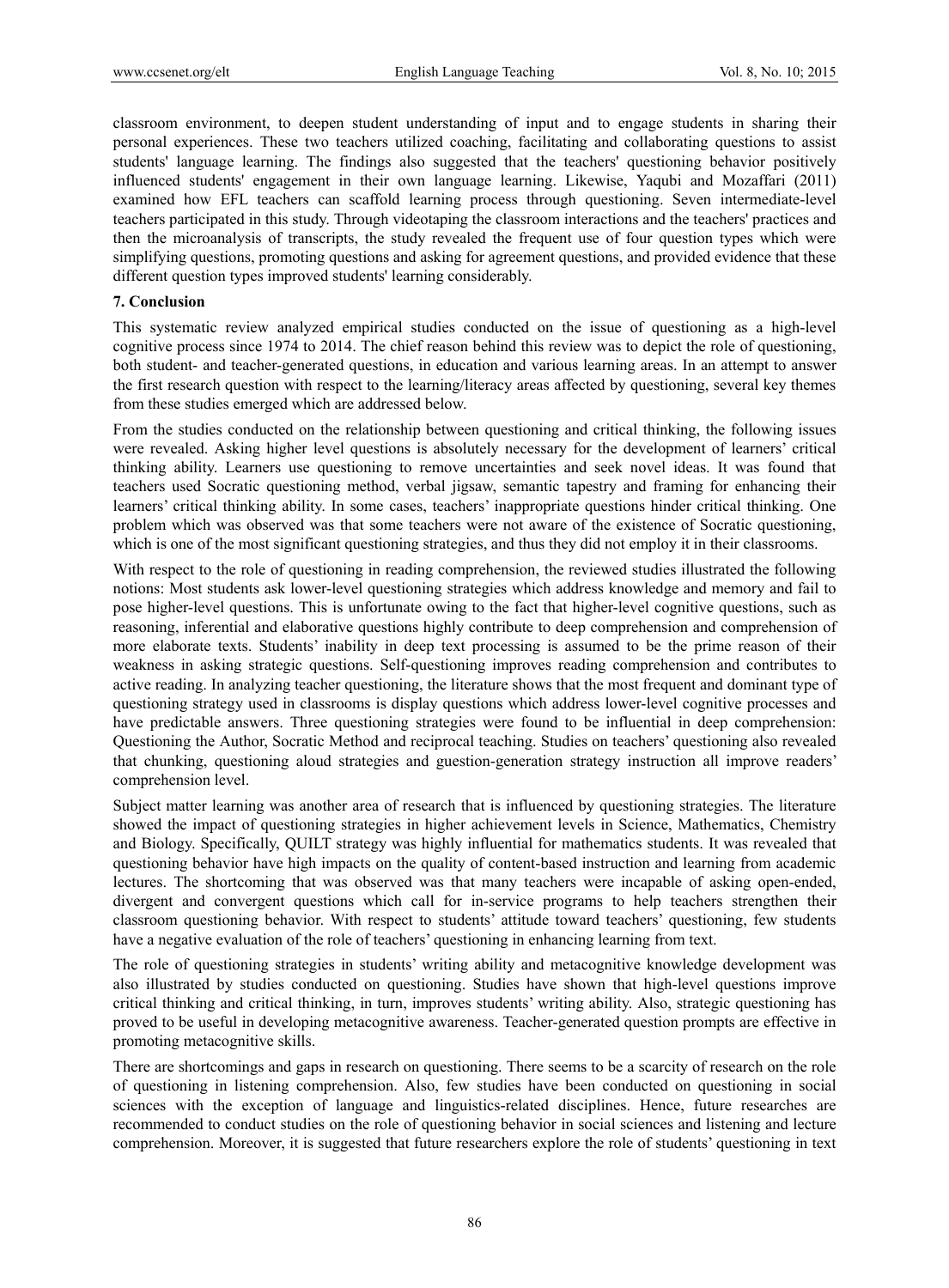classroom environment, to deepen student understanding of input and to engage students in sharing their personal experiences. These two teachers utilized coaching, facilitating and collaborating questions to assist students' language learning. The findings also suggested that the teachers' questioning behavior positively influenced students' engagement in their own language learning. Likewise, Yaqubi and Mozaffari (2011) examined how EFL teachers can scaffold learning process through questioning. Seven intermediate-level teachers participated in this study. Through videotaping the classroom interactions and the teachers' practices and then the microanalysis of transcripts, the study revealed the frequent use of four question types which were simplifying questions, promoting questions and asking for agreement questions, and provided evidence that these different question types improved students' learning considerably.

## 7. Conclusion

This systematic review analyzed empirical studies conducted on the issue of questioning as a high-level cognitive process since 1974 to 2014. The chief reason behind this review was to depict the role of questioning, both student- and teacher-generated questions, in education and various learning areas. In an attempt to answer the first research question with respect to the learning/literacy areas affected by questioning, several key themes from these studies emerged which are addressed below.

From the studies conducted on the relationship between questioning and critical thinking, the following issues were revealed. Asking higher level questions is absolutely necessary for the development of learners' critical thinking ability. Learners use questioning to remove uncertainties and seek novel ideas. It was found that teachers used Socratic questioning method, verbal jigsaw, semantic tapestry and framing for enhancing their learners' critical thinking ability. In some cases, teachers' inappropriate questions hinder critical thinking. One problem which was observed was that some teachers were not aware of the existence of Socratic questioning, which is one of the most significant questioning strategies, and thus they did not employ it in their classrooms.

With respect to the role of questioning in reading comprehension, the reviewed studies illustrated the following notions: Most students ask lower-level questioning strategies which address knowledge and memory and fail to pose higher-level questions. This is unfortunate owing to the fact that higher-level cognitive questions, such as reasoning, inferential and elaborative questions highly contribute to deep comprehension and comprehension of more elaborate texts. Students' inability in deep text processing is assumed to be the prime reason of their weakness in asking strategic questions. Self-questioning improves reading comprehension and contributes to active reading. In analyzing teacher questioning, the literature shows that the most frequent and dominant type of questioning strategy used in classrooms is display questions which address lower-level cognitive processes and have predictable answers. Three questioning strategies were found to be influential in deep comprehension: Questioning the Author, Socratic Method and reciprocal teaching. Studies on teachers' questioning also revealed that chunking, questioning aloud strategies and guestion-generation strategy instruction all improve readers' comprehension level.

Subject matter learning was another area of research that is influenced by questioning strategies. The literature showed the impact of questioning strategies in higher achievement levels in Science, Mathematics, Chemistry and Biology. Specifically, QUILT strategy was highly influential for mathematics students. It was revealed that questioning behavior have high impacts on the quality of content-based instruction and learning from academic lectures. The shortcoming that was observed was that many teachers were incapable of asking open-ended, divergent and convergent questions which call for in-service programs to help teachers strengthen their classroom questioning behavior. With respect to students' attitude toward teachers' questioning, few students have a negative evaluation of the role of teachers' questioning in enhancing learning from text.

The role of questioning strategies in students' writing ability and metacognitive knowledge development was also illustrated by studies conducted on questioning. Studies have shown that high-level questions improve critical thinking and critical thinking, in turn, improves students' writing ability. Also, strategic questioning has proved to be useful in developing metacognitive awareness. Teacher-generated question prompts are effective in promoting metacognitive skills.

There are shortcomings and gaps in research on questioning. There seems to be a scarcity of research on the role of questioning in listening comprehension. Also, few studies have been conducted on questioning in social sciences with the exception of language and linguistics-related disciplines. Hence, future researches are recommended to conduct studies on the role of questioning behavior in social sciences and listening and lecture comprehension. Moreover, it is suggested that future researchers explore the role of students' questioning in text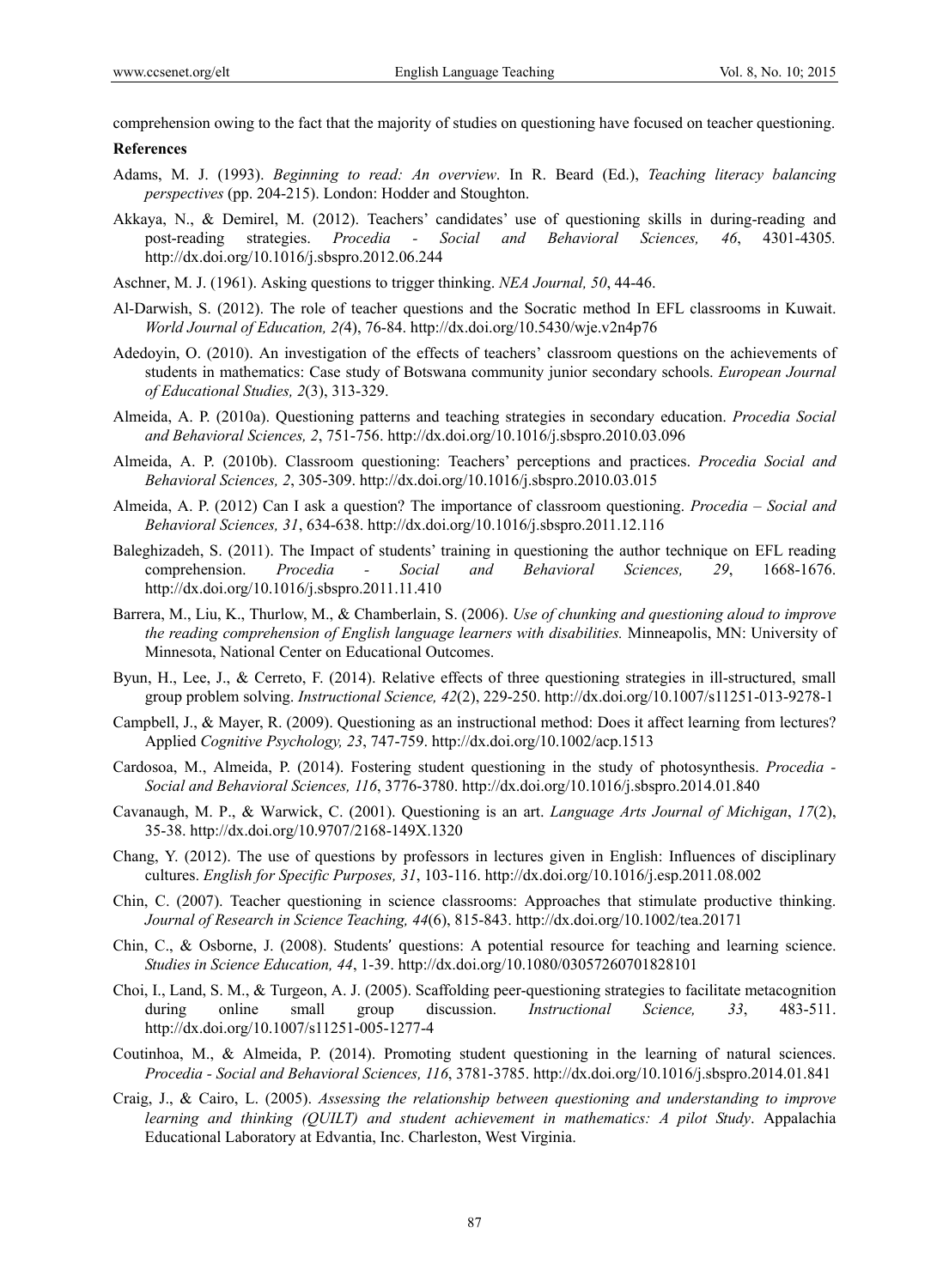comprehension owing to the fact that the majority of studies on questioning have focused on teacher questioning.

**References**

Adams, M. J. (1993). *Beginning to read: An overview*. In R. Beard (Ed.), *Teaching literacy balancing perspectives* (pp. 204-215). London: Hodder and Stoughton.

Akkaya, N., & Demirel, M. (2012). Teachers' candidates' use of questioning skills in during-reading and post-reading strategies. *Procedia - Social and Behavioral Sciences, 46*, 4301-4305. http://dx.doi.org/10.1016/j.sbspro.2012.06.244

Aschner, M. J. (1961). Asking questions to trigger thinking. *NEA Journal, 50*, 44-46.

Al-Darwish, S. (2012). The role of teacher questions and the Socratic method In EFL classrooms in Kuwait. *World Journal of Education, 2(*4), 76-84. http://dx.doi.org/10.5430/wje.v2n4p76

Adedoyin, O. (2010). An investigation of the effects of teachers' classroom questions on the achievements of students in mathematics: Case study of Botswana community junior secondary schools. *European Journal of Educational Studies, 2*(3), 313-329.

Almeida, A. P. (2010a). Questioning patterns and teaching strategies in secondary education. *Procedia Social and Behavioral Sciences, 2*, 751-756. http://dx.doi.org/10.1016/j.sbspro.2010.03.096

Almeida, A. P. (2010b). Classroom questioning: Teachers' perceptions and practices. *Procedia Social and Behavioral Sciences, 2*, 305-309. http://dx.doi.org/10.1016/j.sbspro.2010.03.015

Almeida, A. P. (2012) Can I ask a question? The importance of classroom questioning. *Procedia – Social and Behavioral Sciences, 31*, 634-638. http://dx.doi.org/10.1016/j.sbspro.2011.12.116

Baleghizadeh, S. (2011). The Impact of students' training in questioning the author technique on EFL reading comprehension. *Procedia - Social and Behavioral Sciences, 29*, 1668-1676. http://dx.doi.org/10.1016/j.sbspro.2011.11.410

Barrera, M., Liu, K., Thurlow, M., & Chamberlain, S. (2006). *Use of chunking and questioning aloud to improve the reading comprehension of English language learners with disabilities.* Minneapolis, MN: University of Minnesota, National Center on Educational Outcomes.

Byun, H., Lee, J., & Cerreto, F. (2014). Relative effects of three questioning strategies in ill-structured, small group problem solving. *Instructional Science, 42*(2), 229-250. http://dx.doi.org/10.1007/s11251-013-9278-1

Campbell, J., & Mayer, R. (2009). Questioning as an instructional method: Does it affect learning from lectures? Applied *Cognitive Psychology, 23*, 747-759. http://dx.doi.org/10.1002/acp.1513

Cardosoa, M., Almeida, P. (2014). Fostering student questioning in the study of photosynthesis. *Procedia - Social and Behavioral Sciences, 116*, 3776-3780. http://dx.doi.org/10.1016/j.sbspro.2014.01.840

Cavanaugh, M. P., & Warwick, C. (2001). Questioning is an art. *Language Arts Journal of Michigan*, *17*(2), 35-38. http://dx.doi.org/10.9707/2168-149X.1320

Chang, Y. (2012). The use of questions by professors in lectures given in English: Influences of disciplinary cultures. *English for Specific Purposes, 31*, 103-116. http://dx.doi.org/10.1016/j.esp.2011.08.002

Chin, C. (2007). Teacher questioning in science classrooms: Approaches that stimulate productive thinking. *Journal of Research in Science Teaching, 44*(6), 815-843. http://dx.doi.org/10.1002/tea.20171

Chin, C., & Osborne, J. (2008). Students′ questions: A potential resource for teaching and learning science. *Studies in Science Education, 44*, 1-39. http://dx.doi.org/10.1080/03057260701828101

Choi, I., Land, S. M., & Turgeon, A. J. (2005). Scaffolding peer-questioning strategies to facilitate metacognition during online small group discussion. *Instructional Science, 33*, 483-511. http://dx.doi.org/10.1007/s11251-005-1277-4

Coutinhoa, M., & Almeida, P. (2014). Promoting student questioning in the learning of natural sciences. *Procedia - Social and Behavioral Sciences, 116*, 3781-3785. http://dx.doi.org/10.1016/j.sbspro.2014.01.841

Craig, J., & Cairo, L. (2005). *Assessing the relationship between questioning and understanding to improve learning and thinking (QUILT) and student achievement in mathematics: A pilot Study*. Appalachia Educational Laboratory at Edvantia, Inc. Charleston, West Virginia.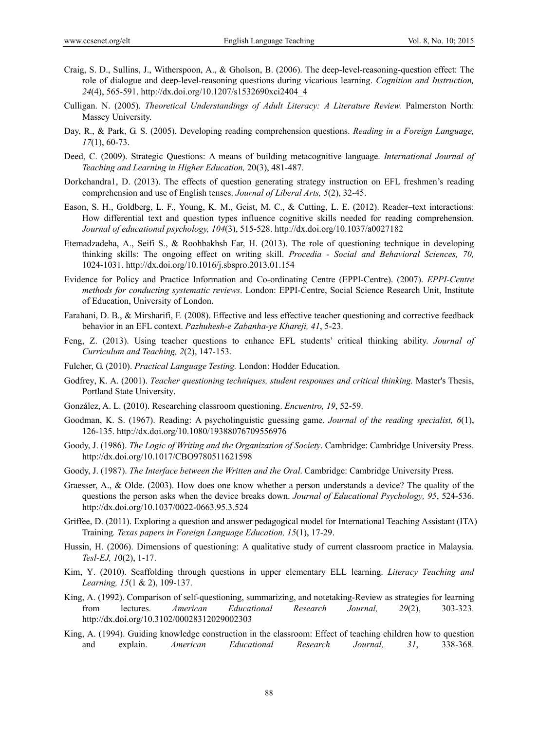Craig, S. D., Sullins, J., Witherspoon, A., & Gholson, B. (2006). The deep-level-reasoning-question effect: The role of dialogue and deep-level-reasoning questions during vicarious learning. *Cognition and Instruction, 24*(4), 565-591. http://dx.doi.org/10.1207/s1532690xci2404_4

Culligan. N. (2005). *Theoretical Understandings of Adult Literacy: A Literature Review.* Palmerston North: Masscy University.

Day, R., & Park, G. S. (2005). Developing reading comprehension questions. *Reading in a Foreign Language, 17*(1), 60-73.

Deed, C. (2009). Strategic Questions: A means of building metacognitive language. *International Journal of Teaching and Learning in Higher Education,* 20(3), 481-487.

Dorkchandra1, D. (2013). The effects of question generating strategy instruction on EFL freshmen's reading comprehension and use of English tenses. *Journal of Liberal Arts, 5*(2), 32-45.

Eason, S. H., Goldberg, L. F., Young, K. M., Geist, M. C., & Cutting, L. E. (2012). Reader–text interactions: How differential text and question types influence cognitive skills needed for reading comprehension. *Journal of educational psychology, 104*(3), 515-528. http://dx.doi.org/10.1037/a0027182

Etemadzadeha, A., Seifi S., & Roohbakhsh Far, H. (2013). The role of questioning technique in developing thinking skills: The ongoing effect on writing skill. *Procedia - Social and Behavioral Sciences, 70,* 1024-1031. http://dx.doi.org/10.1016/j.sbspro.2013.01.154

Evidence for Policy and Practice Information and Co-ordinating Centre (EPPI-Centre). (2007). *EPPI-Centre methods for conducting systematic reviews*. London: EPPI-Centre, Social Science Research Unit, Institute of Education, University of London.

Farahani, D. B., & Mirsharifi, F. (2008). Effective and less effective teacher questioning and corrective feedback behavior in an EFL context. *Pazhuhesh-e Zabanha-ye Khareji, 41*, 5-23.

Feng, Z. (2013). Using teacher questions to enhance EFL students' critical thinking ability. *Journal of Curriculum and Teaching, 2*(2), 147-153.

Fulcher, G. (2010). *Practical Language Testing.* London: Hodder Education.

Godfrey, K. A. (2001). *Teacher questioning techniques, student responses and critical thinking.* Master's Thesis, Portland State University.

González, A. L. (2010). Researching classroom questioning. *Encuentro, 19*, 52-59.

Goodman, K. S. (1967). Reading: A psycholinguistic guessing game. *Journal of the reading specialist, 6*(1), 126-135. http://dx.doi.org/10.1080/19388076709556976

Goody, J. (1986). *The Logic of Writing and the Organization of Society*. Cambridge: Cambridge University Press. http://dx.doi.org/10.1017/CBO9780511621598

Goody, J. (1987). *The Interface between the Written and the Oral*. Cambridge: Cambridge University Press.

Graesser, A., & Olde. (2003). How does one know whether a person understands a device? The quality of the questions the person asks when the device breaks down. *Journal of Educational Psychology, 95*, 524-536. http://dx.doi.org/10.1037/0022-0663.95.3.524

Griffee, D. (2011). Exploring a question and answer pedagogical model for International Teaching Assistant (ITA) Training*. Texas papers in Foreign Language Education, 15*(1), 17-29.

Hussin, H. (2006). Dimensions of questioning: A qualitative study of current classroom practice in Malaysia. *Tesl-EJ, 1*0(2), 1-17.

Kim, Y. (2010). Scaffolding through questions in upper elementary ELL learning. *Literacy Teaching and Learning, 15*(1 & 2), 109-137.

King, A. (1992). Comparison of self-questioning, summarizing, and notetaking-Review as strategies for learning from lectures. *American Educational Research Journal, 29*(2), 303-323. http://dx.doi.org/10.3102/00028312029002303

King, A. (1994). Guiding knowledge construction in the classroom: Effect of teaching children how to question and explain. *American Educational Research Journal, 31*, 338-368.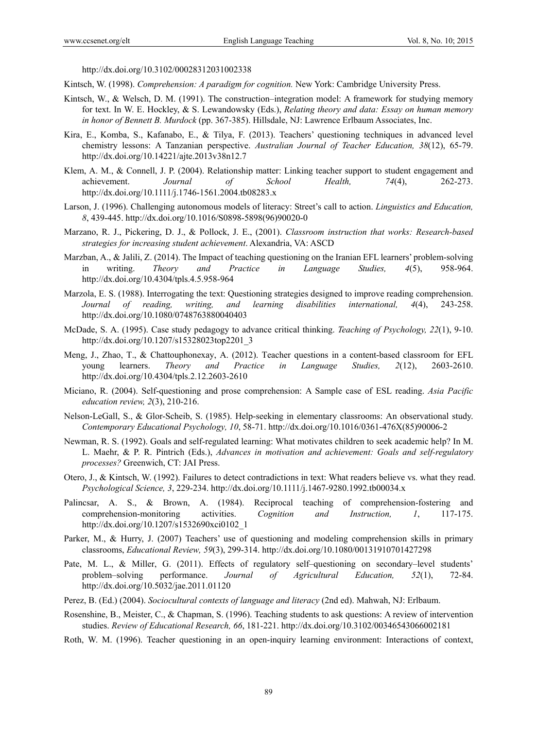http://dx.doi.org/10.3102/00028312031002338

Kintsch, W. (1998). *Comprehension: A paradigm for cognition.* New York: Cambridge University Press.

Kintsch, W., & Welsch, D. M. (1991). The construction–integration model: A framework for studying memory for text. In W. E. Hockley, & S. Lewandowsky (Eds.), *Relating theory and data: Essay on human memory in honor of Bennett B. Murdock* (pp. 367-385). Hillsdale, NJ: Lawrence Erlbaum Associates, Inc.

Kira, E., Komba, S., Kafanabo, E., & Tilya, F. (2013). Teachers' questioning techniques in advanced level chemistry lessons: A Tanzanian perspective. *Australian Journal of Teacher Education, 38*(12), 65-79. http://dx.doi.org/10.14221/ajte.2013v38n12.7

Klem, A. M., & Connell, J. P. (2004). Relationship matter: Linking teacher support to student engagement and achievement. *Journal of School Health, 74*(4), 262-273. http://dx.doi.org/10.1111/j.1746-1561.2004.tb08283.x

Larson, J. (1996). Challenging autonomous models of literacy: Street's call to action. *Linguistics and Education, 8*, 439-445. http://dx.doi.org/10.1016/S0898-5898(96)90020-0

Marzano, R. J., Pickering, D. J., & Pollock, J. E., (2001). *Classroom instruction that works: Research-based strategies for increasing student achievement*. Alexandria, VA: ASCD

Marzban, A., & Jalili, Z. (2014). The Impact of teaching questioning on the Iranian EFL learners' problem-solving in writing. *Theory and Practice in Language Studies, 4*(5), 958-964. http://dx.doi.org/10.4304/tpls.4.5.958-964

Marzola, E. S. (1988). Interrogating the text: Questioning strategies designed to improve reading comprehension. *Journal of reading, writing, and learning disabilities international, 4*(4), 243-258. http://dx.doi.org/10.1080/0748763880040403

McDade, S. A. (1995). Case study pedagogy to advance critical thinking. *Teaching of Psychology, 22*(1), 9-10. http://dx.doi.org/10.1207/s15328023top2201_3

Meng, J., Zhao, T., & Chattouphonexay, A. (2012). Teacher questions in a content-based classroom for EFL young learners. *Theory and Practice in Language Studies, 2*(12), 2603-2610. http://dx.doi.org/10.4304/tpls.2.12.2603-2610

Miciano, R. (2004). Self-questioning and prose comprehension: A Sample case of ESL reading. *Asia Pacific education review, 2*(3), 210-216.

Nelson-LeGall, S., & Glor-Scheib, S. (1985). Help-seeking in elementary classrooms: An observational study. *Contemporary Educational Psychology, 10*, 58-71. http://dx.doi.org/10.1016/0361-476X(85)90006-2

Newman, R. S. (1992). Goals and self-regulated learning: What motivates children to seek academic help? In M. L. Maehr, & P. R. Pintrich (Eds.), *Advances in motivation and achievement: Goals and self-regulatory processes?* Greenwich, CT: JAI Press.

Otero, J., & Kintsch, W. (1992). Failures to detect contradictions in text: What readers believe vs. what they read. *Psychological Science, 3*, 229-234. http://dx.doi.org/10.1111/j.1467-9280.1992.tb00034.x

Palincsar, A. S., & Brown, A. (1984). Reciprocal teaching of comprehension-fostering and comprehension-monitoring activities. *Cognition and Instruction, 1*, 117-175. http://dx.doi.org/10.1207/s1532690xci0102_1

Parker, M., & Hurry, J. (2007) Teachers' use of questioning and modeling comprehension skills in primary classrooms, *Educational Review, 59*(3), 299-314. http://dx.doi.org/10.1080/00131910701427298

Pate, M. L., & Miller, G. (2011). Effects of regulatory self–questioning on secondary–level students' problem–solving performance. *Journal of Agricultural Education, 52*(1), 72-84. http://dx.doi.org/10.5032/jae.2011.01120

Perez, B. (Ed.) (2004). *Sociocultural contexts of language and literacy* (2nd ed). Mahwah, NJ: Erlbaum.

Rosenshine, B., Meister, C., & Chapman, S. (1996). Teaching students to ask questions: A review of intervention studies. *Review of Educational Research, 66*, 181-221. http://dx.doi.org/10.3102/00346543066002181

Roth, W. M. (1996). Teacher questioning in an open-inquiry learning environment: Interactions of context,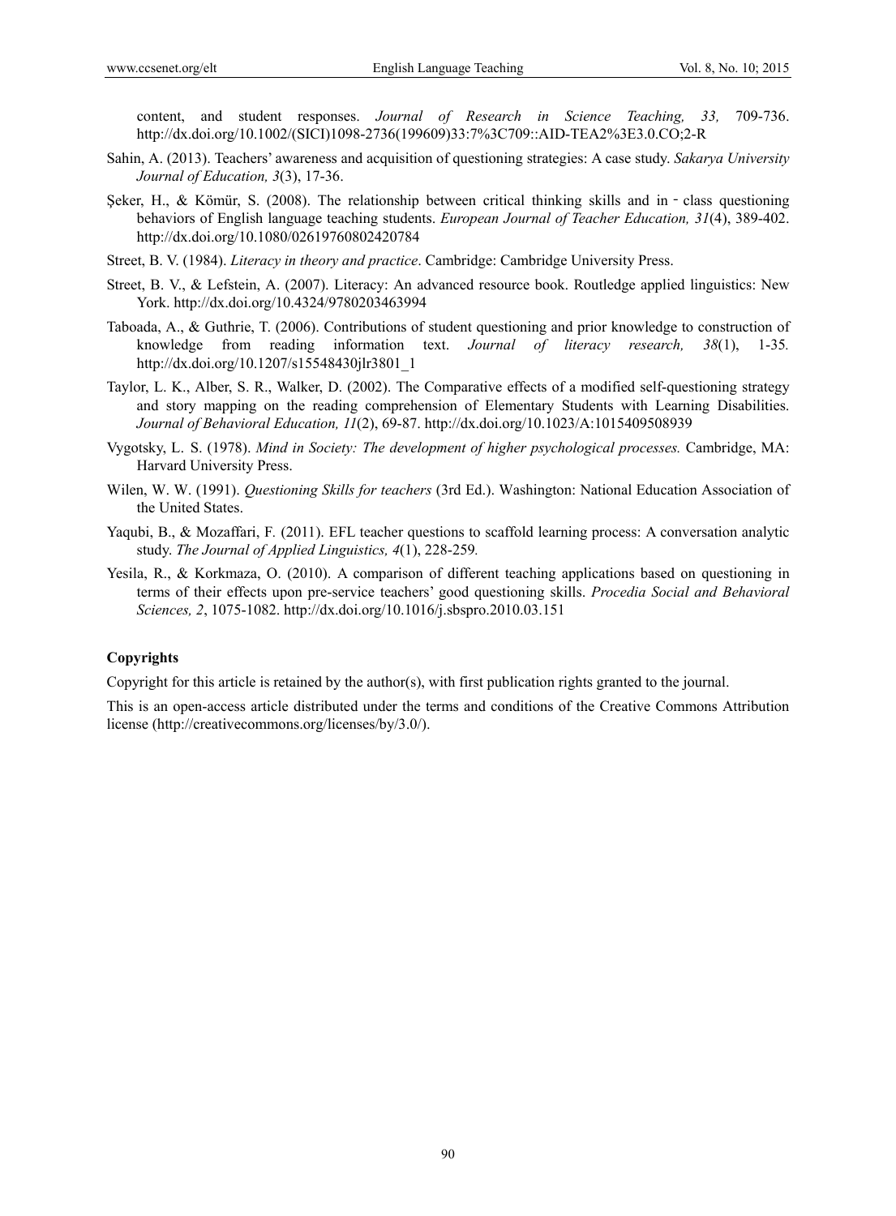content, and student responses. *Journal of Research in Science Teaching, 33,* 709-736. http://dx.doi.org/10.1002/(SICI)1098-2736(199609)33:7%3C709::AID-TEA2%3E3.0.CO;2-R

Sahin, A. (2013). Teachers' awareness and acquisition of questioning strategies: A case study. *Sakarya University Journal of Education, 3*(3), 17-36.

Şeker, H., & Kömür, S. (2008). The relationship between critical thinking skills and in - class questioning behaviors of English language teaching students. *European Journal of Teacher Education, 31*(4), 389-402. http://dx.doi.org/10.1080/02619760802420784

Street, B. V. (1984). *Literacy in theory and practice*. Cambridge: Cambridge University Press.

Street, B. V., & Lefstein, A. (2007). Literacy: An advanced resource book. Routledge applied linguistics: New York. http://dx.doi.org/10.4324/9780203463994

Taboada, A., & Guthrie, T. (2006). Contributions of student questioning and prior knowledge to construction of knowledge from reading information text. *Journal of literacy research, 38*(1), 1-35. http://dx.doi.org/10.1207/s15548430jlr3801_1

Taylor, L. K., Alber, S. R., Walker, D. (2002). The Comparative effects of a modified self-questioning strategy and story mapping on the reading comprehension of Elementary Students with Learning Disabilities. *Journal of Behavioral Education, 11*(2), 69-87. http://dx.doi.org/10.1023/A:1015409508939

Vygotsky, L. S. (1978). *Mind in Society: The development of higher psychological processes.* Cambridge, MA: Harvard University Press.

Wilen, W. W. (1991). *Questioning Skills for teachers* (3rd Ed.). Washington: National Education Association of the United States.

Yaqubi, B., & Mozaffari, F. (2011). EFL teacher questions to scaffold learning process: A conversation analytic study. *The Journal of Applied Linguistics, 4*(1), 228-259.

Yesila, R., & Korkmaza, O. (2010). A comparison of different teaching applications based on questioning in terms of their effects upon pre-service teachers' good questioning skills. *Procedia Social and Behavioral Sciences, 2*, 1075-1082. http://dx.doi.org/10.1016/j.sbspro.2010.03.151

**Copyrights**

Copyright for this article is retained by the author(s), with first publication rights granted to the journal.

This is an open-access article distributed under the terms and conditions of the Creative Commons Attribution license (http://creativecommons.org/licenses/by/3.0/).